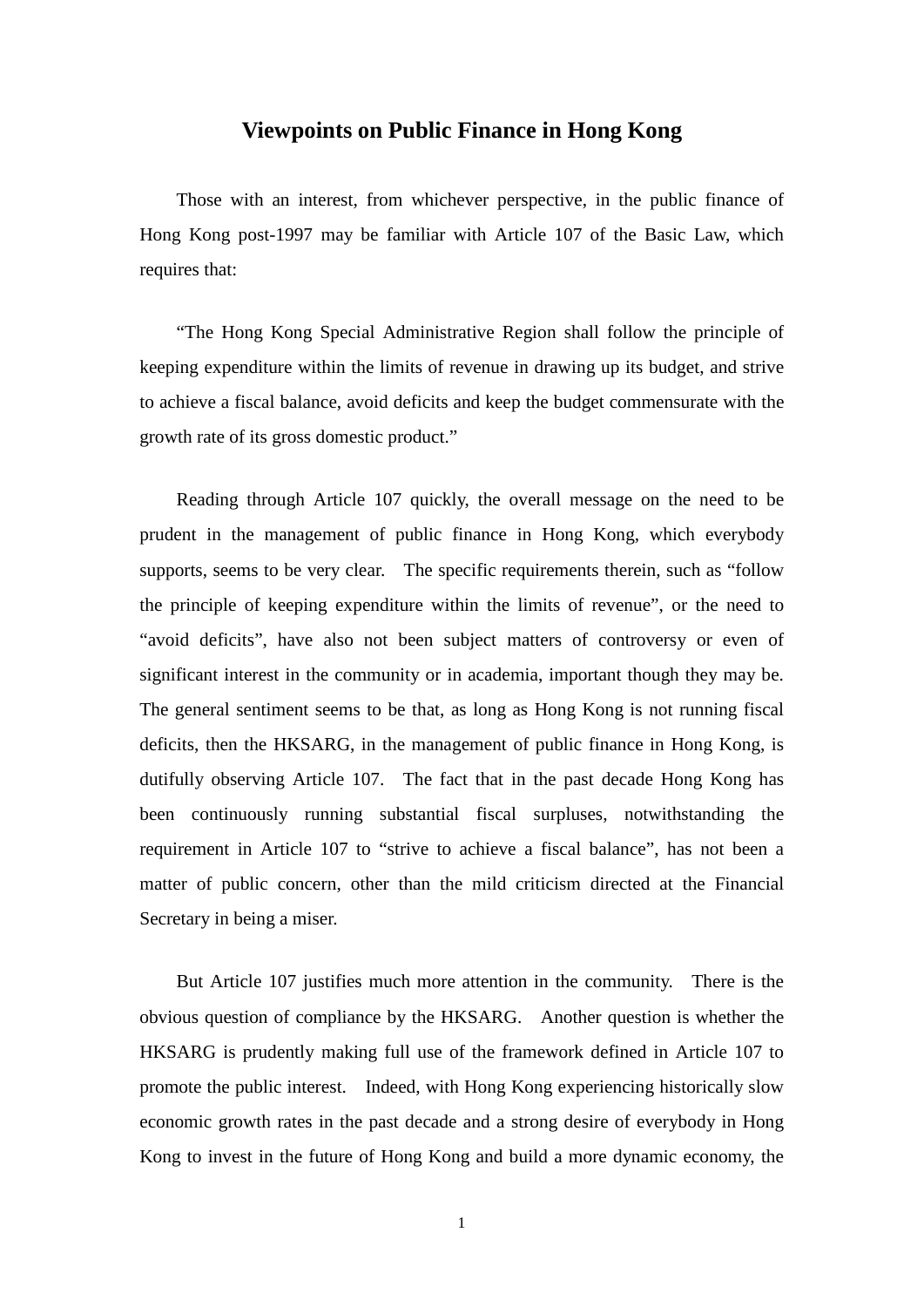# Viewpoints on Public Finance in Hong Kong

Those with an interest, from whichever perspective, in the public finance of Hong Kong post-1997 may be familiar with Article 107 of the Basic Law, which requires that:

"The Hong Kong Special Administrative Region shall follow the principle of keeping expenditure within the limits of revenue in drawing up its budget, and strive to achieve a fiscal balance, avoid deficits and keep the budget commensurate with the growth rate of its gross domestic product."

Reading through Article 107 quickly, the overall message on the need to be prudent in the management of public finance in Hong Kong, which everybody supports, seems to be very clear. The specific requirements therein, such as "follow the principle of keeping expenditure within the limits of revenue", or the need to "avoid deficits", have also not been subject matters of controversy or even of significant interest in the community or in academia, important though they may be. The general sentiment seems to be that, as long as Hong Kong is not running fiscal deficits, then the HKSARG, in the management of public finance in Hong Kong, is dutifully observing Article 107. The fact that in the past decade Hong Kong has been continuously running substantial fiscal surpluses, notwithstanding the requirement in Article 107 to "strive to achieve a fiscal balance", has not been a matter of public concern, other than the mild criticism directed at the Financial Secretary in being a miser.

But Article 107 justifies much more attention in the community. There is the obvious question of compliance by the HKSARG. Another question is whether the HKSARG is prudently making full use of the framework defined in Article 107 to promote the public interest. Indeed, with Hong Kong experiencing historically slow economic growth rates in the past decade and a strong desire of everybody in Hong Kong to invest in the future of Hong Kong and build a more dynamic economy, the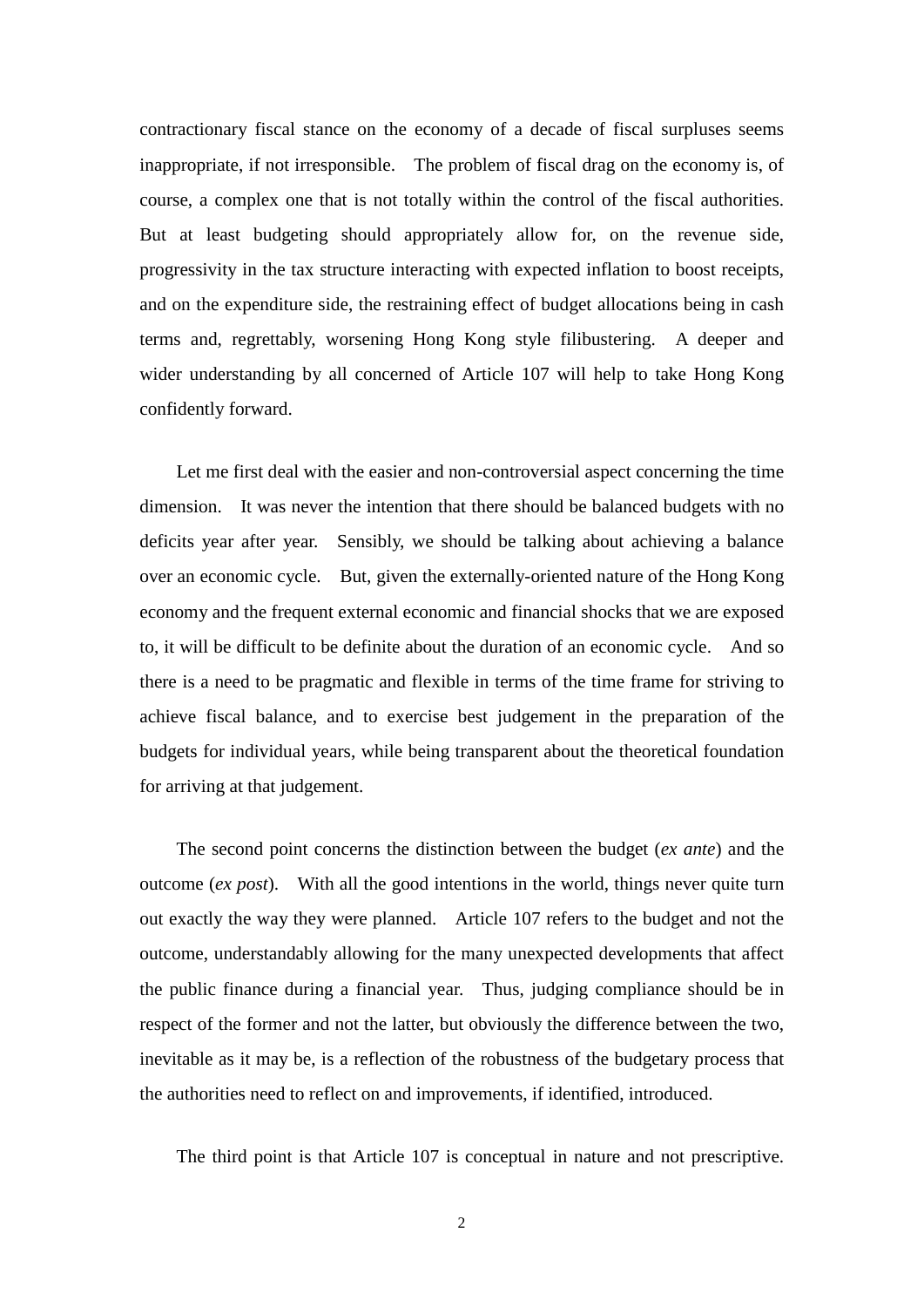contractionary fiscal stance on the economy of a decade of fiscal surpluses seems inappropriate, if not irresponsible. The problem of fiscal drag on the economy is, of course, a complex one that is not totally within the control of the fiscal authorities. But at least budgeting should appropriately allow for, on the revenue side, progressivity in the tax structure interacting with expected inflation to boost receipts, and on the expenditure side, the restraining effect of budget allocations being in cash terms and, regrettably, worsening Hong Kong style filibustering. A deeper and wider understanding by all concerned of Article 107 will help to take Hong Kong confidently forward.

Let me first deal with the easier and non-controversial aspect concerning the time dimension. It was never the intention that there should be balanced budgets with no deficits year after year. Sensibly, we should be talking about achieving a balance over an economic cycle. But, given the externally-oriented nature of the Hong Kong economy and the frequent external economic and financial shocks that we are exposed to, it will be difficult to be definite about the duration of an economic cycle. And so there is a need to be pragmatic and flexible in terms of the time frame for striving to achieve fiscal balance, and to exercise best judgement in the preparation of the budgets for individual years, while being transparent about the theoretical foundation for arriving at that judgement.

The second point concerns the distinction between the budget (*ex ante*) and the outcome (*ex post*). With all the good intentions in the world, things never quite turn out exactly the way they were planned. Article 107 refers to the budget and not the outcome, understandably allowing for the many unexpected developments that affect the public finance during a financial year. Thus, judging compliance should be in respect of the former and not the latter, but obviously the difference between the two, inevitable as it may be, is a reflection of the robustness of the budgetary process that the authorities need to reflect on and improvements, if identified, introduced.

The third point is that Article 107 is conceptual in nature and not prescriptive.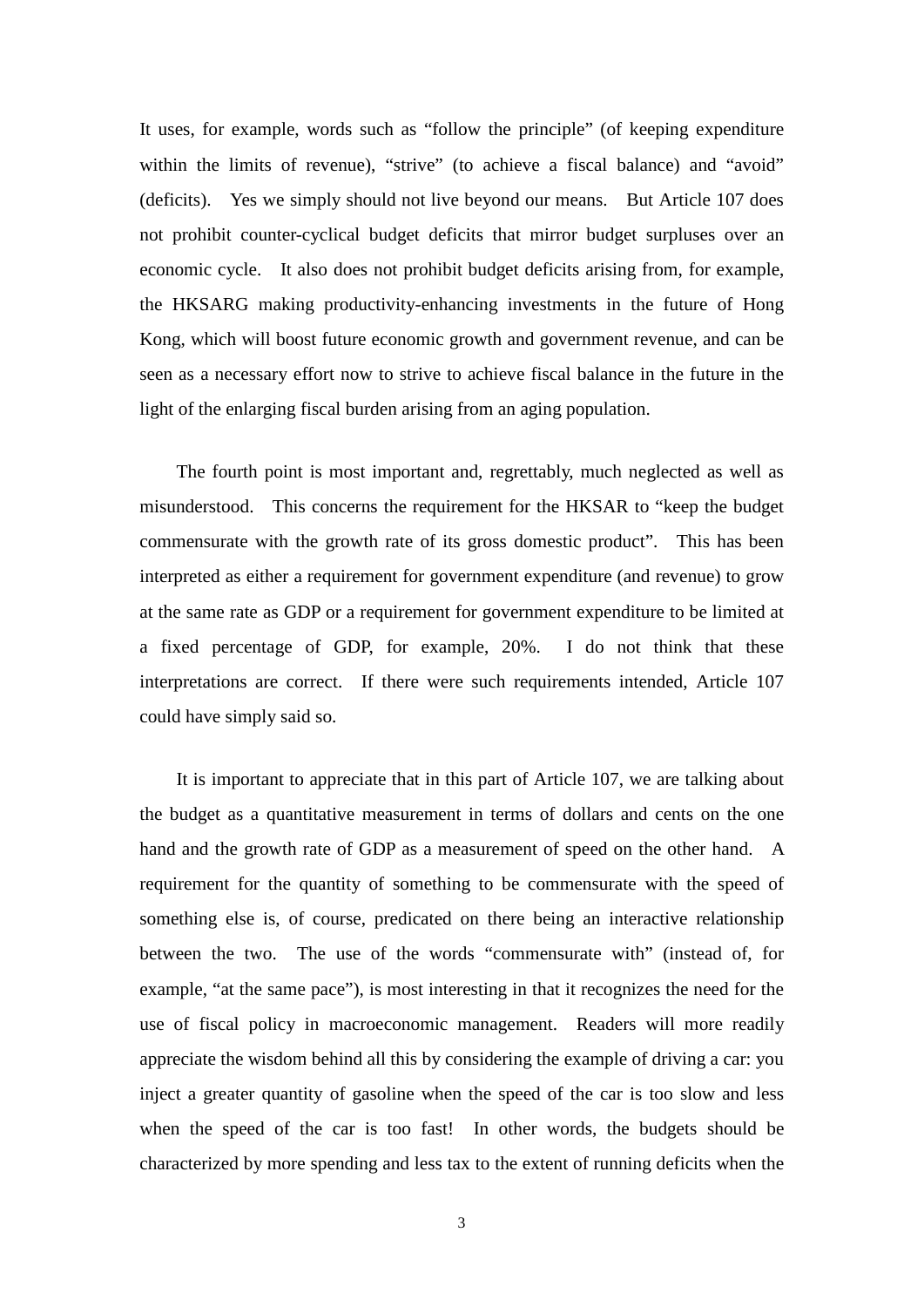It uses, for example, words such as "follow the principle" (of keeping expenditure within the limits of revenue), "strive" (to achieve a fiscal balance) and "avoid" (deficits). Yes we simply should not live beyond our means. But Article 107 does not prohibit counter-cyclical budget deficits that mirror budget surpluses over an economic cycle. It also does not prohibit budget deficits arising from, for example, the HKSARG making productivity-enhancing investments in the future of Hong Kong, which will boost future economic growth and government revenue, and can be seen as a necessary effort now to strive to achieve fiscal balance in the future in the light of the enlarging fiscal burden arising from an aging population.

The fourth point is most important and, regrettably, much neglected as well as misunderstood. This concerns the requirement for the HKSAR to "keep the budget commensurate with the growth rate of its gross domestic product". This has been interpreted as either a requirement for government expenditure (and revenue) to grow at the same rate as GDP or a requirement for government expenditure to be limited at a fixed percentage of GDP, for example, 20%. I do not think that these interpretations are correct. If there were such requirements intended, Article 107 could have simply said so.

It is important to appreciate that in this part of Article 107, we are talking about the budget as a quantitative measurement in terms of dollars and cents on the one hand and the growth rate of GDP as a measurement of speed on the other hand. A requirement for the quantity of something to be commensurate with the speed of something else is, of course, predicated on there being an interactive relationship between the two. The use of the words "commensurate with" (instead of, for example, "at the same pace"), is most interesting in that it recognizes the need for the use of fiscal policy in macroeconomic management. Readers will more readily appreciate the wisdom behind all this by considering the example of driving a car: you inject a greater quantity of gasoline when the speed of the car is too slow and less when the speed of the car is too fast! In other words, the budgets should be characterized by more spending and less tax to the extent of running deficits when the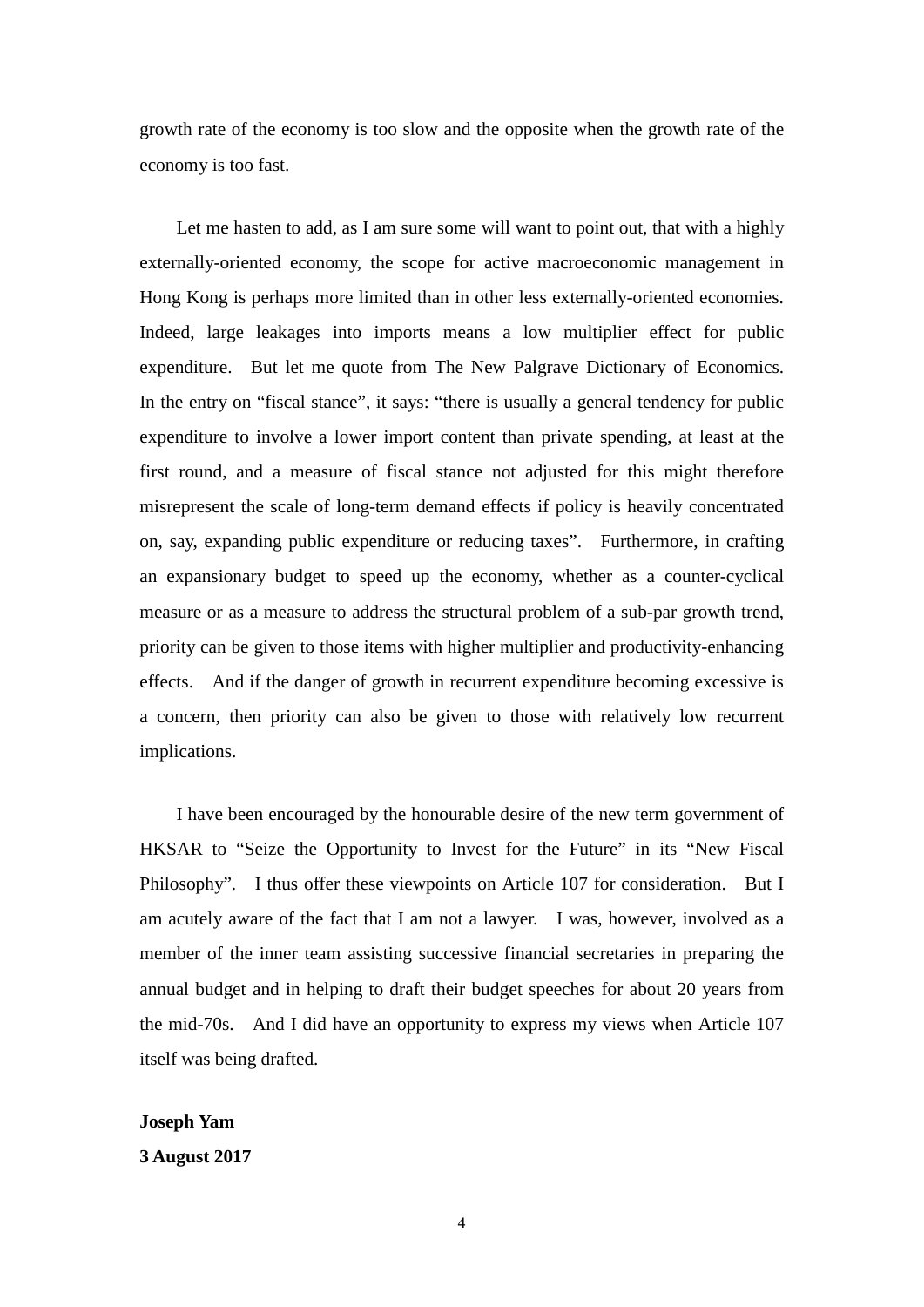growth rate of the economy is too slow and the opposite when the growth rate of the economy is too fast.

Let me hasten to add, as I am sure some will want to point out, that with a highly externally-oriented economy, the scope for active macroeconomic management in Hong Kong is perhaps more limited than in other less externally-oriented economies. Indeed, large leakages into imports means a low multiplier effect for public expenditure. But let me quote from The New Palgrave Dictionary of Economics. In the entry on "fiscal stance", it says: "there is usually a general tendency for public expenditure to involve a lower import content than private spending, at least at the first round, and a measure of fiscal stance not adjusted for this might therefore misrepresent the scale of long-term demand effects if policy is heavily concentrated on, say, expanding public expenditure or reducing taxes". Furthermore, in crafting an expansionary budget to speed up the economy, whether as a counter-cyclical measure or as a measure to address the structural problem of a sub-par growth trend, priority can be given to those items with higher multiplier and productivity-enhancing effects. And if the danger of growth in recurrent expenditure becoming excessive is a concern, then priority can also be given to those with relatively low recurrent implications.

I have been encouraged by the honourable desire of the new term government of HKSAR to "Seize the Opportunity to Invest for the Future" in its "New Fiscal Philosophy". I thus offer these viewpoints on Article 107 for consideration. But I am acutely aware of the fact that I am not a lawyer. I was, however, involved as a member of the inner team assisting successive financial secretaries in preparing the annual budget and in helping to draft their budget speeches for about 20 years from the mid-70s. And I did have an opportunity to express my views when Article 107 itself was being drafted.

**Joseph Yam**

**3 August 2017**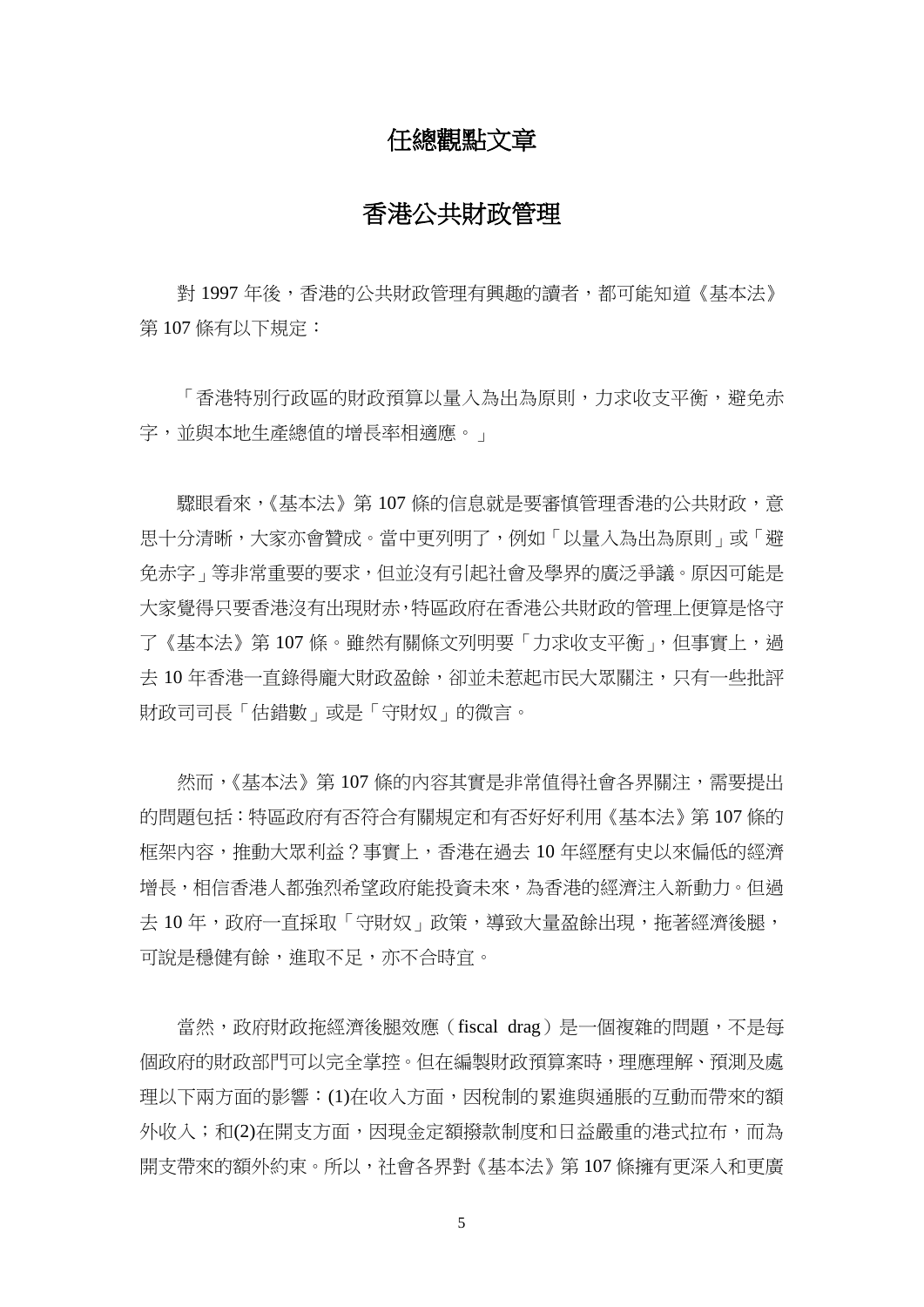# 任總觀點文章

# 香港公共財政管理

對 1997 年後，香港的公共財政管理有興趣的讀者，都可能知道《基本法》第 107 條有以下規定：

「香港特別行政區的財政預算以量入為出為原則，力求收支平衡，避免赤字，並與本地生產總值的增長率相適應。」

驟眼看來，《基本法》第 107 條的信息就是要審慎管理香港的公共財政，意思十分清晰，大家亦會贊成。當中更列明了，例如「以量入為出為原則」或「避免赤字」等非常重要的要求，但並沒有引起社會及學界的廣泛爭議。原因可能是大家覺得只要香港沒有出現財赤，特區政府在香港公共財政的管理上便算是恪守了《基本法》第 107 條。雖然有關條文列明要「力求收支平衡」，但事實上，過去 10 年香港一直錄得龐大財政盈餘，卻並未惹起市民大眾關注，只有一些批評財政司司長「估錯數」或是「守財奴」的微言。

然而，《基本法》第 107 條的內容其實是非常值得社會各界關注，需要提出的問題包括：特區政府有否符合有關規定和有否好好利用《基本法》第 107 條的框架內容，推動大眾利益？事實上，香港在過去 10 年經歷有史以來偏低的經濟增長，相信香港人都強烈希望政府能投資未來，為香港的經濟注入新動力。但過去 10 年，政府一直採取「守財奴」政策，導致大量盈餘出現，拖著經濟後腿，可說是穩健有餘，進取不足，亦不合時宜。

當然，政府財政拖經濟後腿效應（fiscal drag）是一個複雜的問題，不是每個政府的財政部門可以完全掌控。但在編製財政預算案時，理應理解、預測及處理以下兩方面的影響：(1)在收入方面，因稅制的累進與通脹的互動而帶來的額外收入；和(2)在開支方面，因現金定額撥款制度和日益嚴重的港式拉布，而為開支帶來的額外約束。所以，社會各界對《基本法》第 107 條擁有更深入和更廣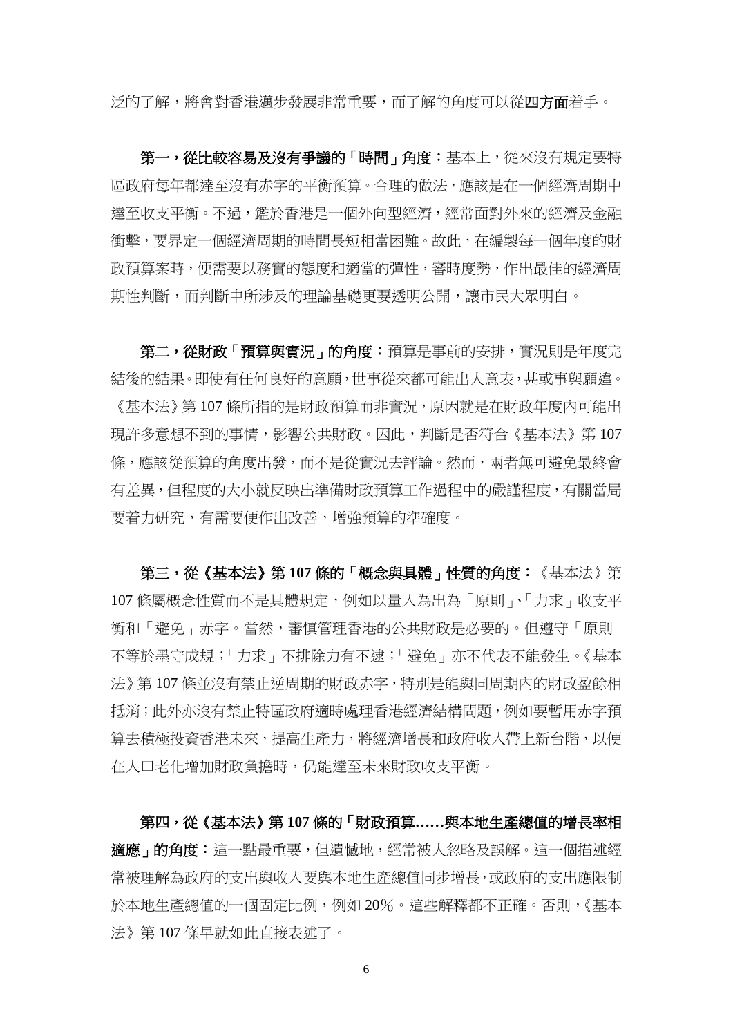泛的了解，將會對香港邁步發展非常重要，而了解的角度可以從**四方面**着手。

**第一，從比較容易及沒有爭議的「時間」角度：**基本上，從來沒有規定要特區政府每年都達至沒有赤字的平衡預算。合理的做法，應該是在一個經濟周期中達至收支平衡。不過，鑑於香港是一個外向型經濟，經常面對外來的經濟及金融衝擊，要界定一個經濟周期的時間長短相當困難。故此，在編製每一個年度的財政預算案時，便需要以務實的態度和適當的彈性，審時度勢，作出最佳的經濟周期性判斷，而判斷中所涉及的理論基礎更要透明公開，讓市民大眾明白。

**第二，從財政「預算與實況」的角度：**預算是事前的安排，實況則是年度完結後的結果。即使有任何良好的意願，世事從來都可能出人意表，甚或事與願違。《基本法》第 107 條所指的是財政預算而非實況，原因就是在財政年度內可能出現許多意想不到的事情，影響公共財政。因此，判斷是否符合《基本法》第 107 條，應該從預算的角度出發，而不是從實況去評論。然而，兩者無可避免最終會有差異，但程度的大小就反映出準備財政預算工作過程中的嚴謹程度，有關當局要着力研究，有需要便作出改善，增強預算的準確度。

**第三，從《基本法》第 107 條的「概念與具體」性質的角度：**《基本法》第 107 條屬概念性質而不是具體規定，例如以量入為出為「原則」、「力求」收支平衡和「避免」赤字。當然，審慎管理香港的公共財政是必要的。但遵守「原則」不等於墨守成規；「力求」不排除力有不逮；「避免」亦不代表不能發生。《基本法》第 107 條並沒有禁止逆周期的財政赤字，特別是能與同周期內的財政盈餘相抵消；此外亦沒有禁止特區政府適時處理香港經濟結構問題，例如要暫用赤字預算去積極投資香港未來，提高生產力，將經濟增長和政府收入帶上新台階，以便在人口老化增加財政負擔時，仍能達至未來財政收支平衡。

**第四，從《基本法》第 107 條的「財政預算……與本地生產總值的增長率相適應」的角度：**這一點最重要，但遺憾地，經常被人忽略及誤解。這一個描述經常被理解為政府的支出與收入要與本地生產總值同步增長，或政府的支出應限制於本地生產總值的一個固定比例，例如 20%。這些解釋都不正確。否則，《基本法》第 107 條早就如此直接表述了。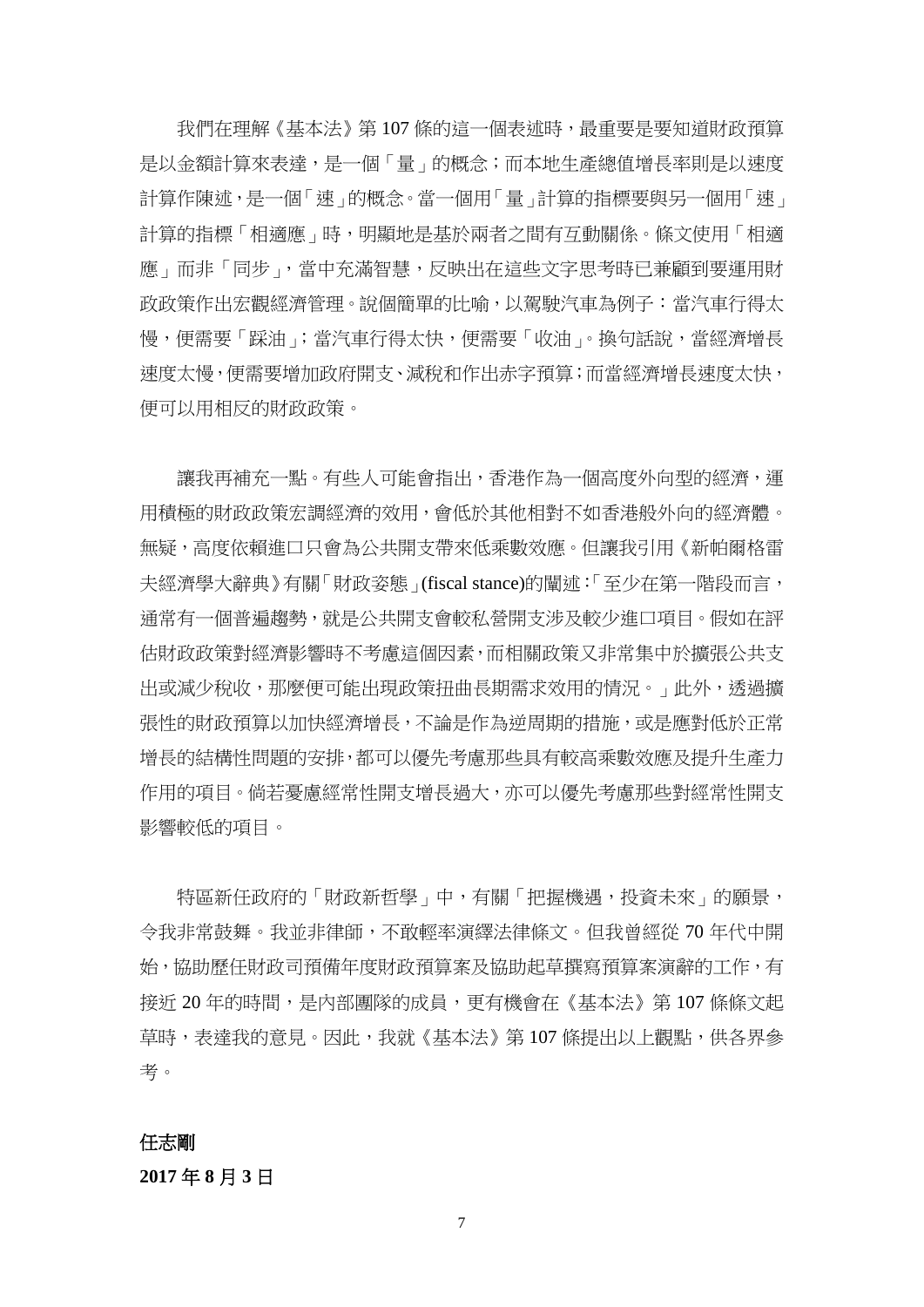我們在理解《基本法》第 107 條的這一個表述時，最重要是要知道財政預算是以金額計算來表達，是一個「量」的概念；而本地生產總值增長率則是以速度計算作陳述，是一個「速」的概念。當一個用「量」計算的指標要與另一個用「速」計算的指標「相適應」時，明顯地是基於兩者之間有互動關係。條文使用「相適應」而非「同步」，當中充滿智慧，反映出在這些文字思考時已兼顧到要運用財政政策作出宏觀經濟管理。說個簡單的比喻，以駕駛汽車為例子：當汽車行得太慢，便需要「踩油」；當汽車行得太快，便需要「收油」。換句話說，當經濟增長速度太慢，便需要增加政府開支、減稅和作出赤字預算；而當經濟增長速度太快，便可以用相反的財政政策。

讓我再補充一點。有些人可能會指出，香港作為一個高度外向型的經濟，運用積極的財政政策宏調經濟的效用，會低於其他相對不如香港般外向的經濟體。無疑，高度依賴進口只會為公共開支帶來低乘數效應。但讓我引用《新帕爾格雷夫經濟學大辭典》有關「財政姿態」(fiscal stance)的闡述：「至少在第一階段而言，通常有一個普遍趨勢，就是公共開支會較私營開支涉及較少進口項目。假如在評估財政政策對經濟影響時不考慮這個因素，而相關政策又非常集中於擴張公共支出或減少稅收，那麼便可能出現政策扭曲長期需求效用的情況。」此外，透過擴張性的財政預算以加快經濟增長，不論是作為逆周期的措施，或是應對低於正常增長的結構性問題的安排，都可以優先考慮那些具有較高乘數效應及提升生產力作用的項目。倘若憂慮經常性開支增長過大，亦可以優先考慮那些對經常性開支影響較低的項目。

特區新任政府的「財政新哲學」中，有關「把握機遇，投資未來」的願景，令我非常鼓舞。我並非律師，不敢輕率演繹法律條文。但我曾經從 70 年代中開始，協助歷任財政司預備年度財政預算案及協助起草撰寫預算案演辭的工作，有接近 20 年的時間，是內部團隊的成員，更有機會在《基本法》第 107 條條文起草時，表達我的意見。因此，我就《基本法》第 107 條提出以上觀點，供各界參考。

**任志剛**

**2017 年 8 月 3 日**